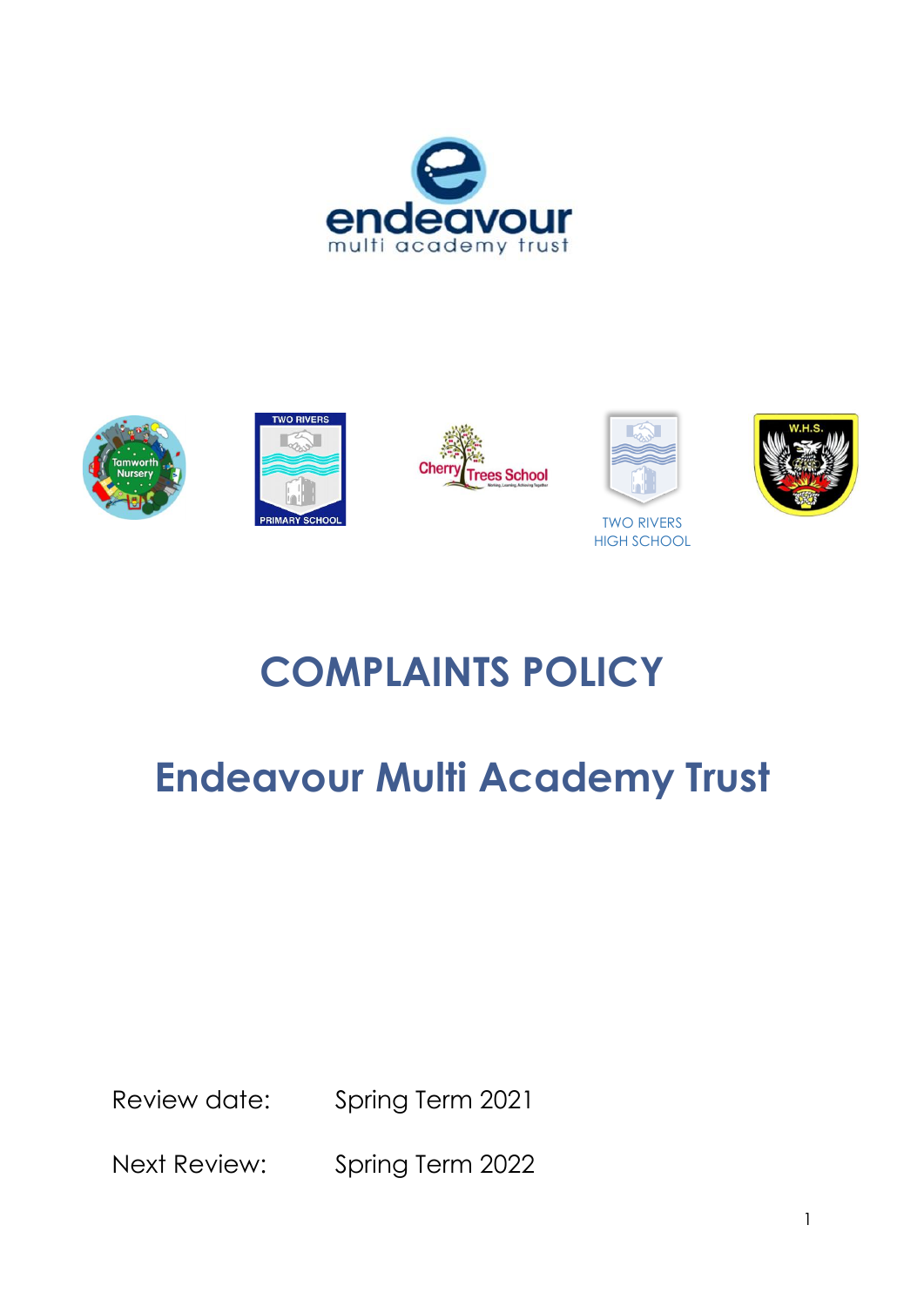# COMPLAINTS POLICY

# Endeavour Multi Academy Trust

Review date: Spring Term 2021

Next Review: Spring Term 2022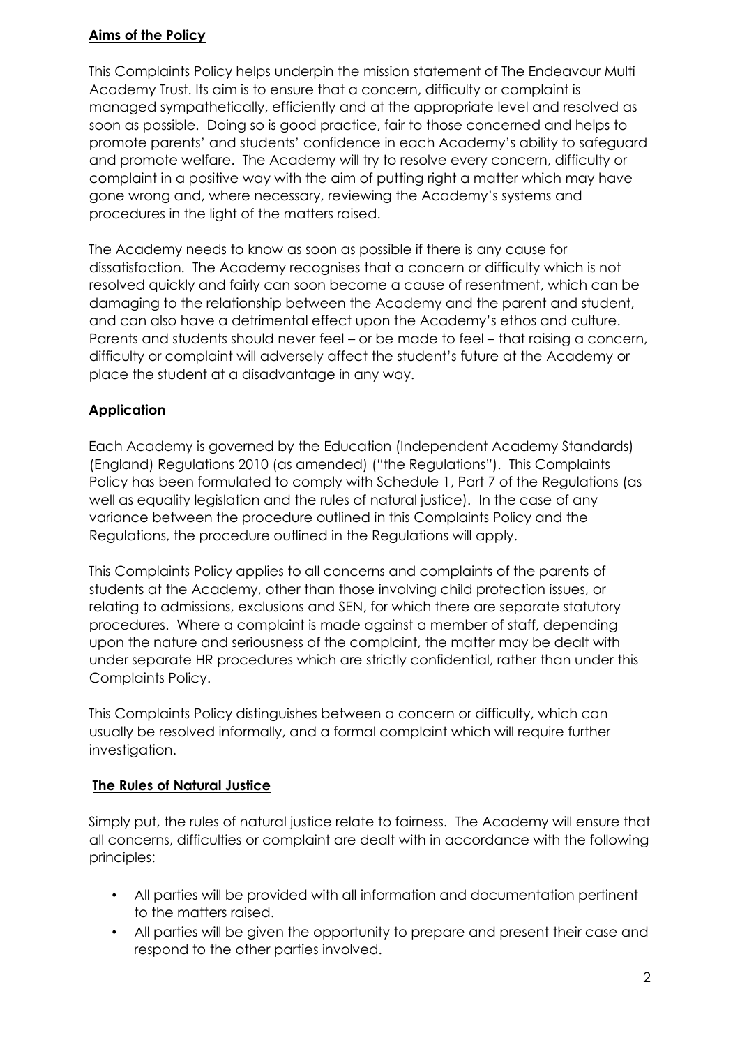## **Aims of the Policy**

This Complaints Policy helps underpin the mission statement of The Endeavour Multi Academy Trust. Its aim is to ensure that a concern, difficulty or complaint is managed sympathetically, efficiently and at the appropriate level and resolved as soon as possible. Doing so is good practice, fair to those concerned and helps to promote parents' and students' confidence in each Academy's ability to safeguard and promote welfare. The Academy will try to resolve every concern, difficulty or complaint in a positive way with the aim of putting right a matter which may have gone wrong and, where necessary, reviewing the Academy's systems and procedures in the light of the matters raised.

The Academy needs to know as soon as possible if there is any cause for dissatisfaction. The Academy recognises that a concern or difficulty which is not resolved quickly and fairly can soon become a cause of resentment, which can be damaging to the relationship between the Academy and the parent and student, and can also have a detrimental effect upon the Academy's ethos and culture. Parents and students should never feel – or be made to feel – that raising a concern, difficulty or complaint will adversely affect the student's future at the Academy or place the student at a disadvantage in any way.

## **Application**

Each Academy is governed by the Education (Independent Academy Standards) (England) Regulations 2010 (as amended) ("the Regulations"). This Complaints Policy has been formulated to comply with Schedule 1, Part 7 of the Regulations (as well as equality legislation and the rules of natural justice). In the case of any variance between the procedure outlined in this Complaints Policy and the Regulations, the procedure outlined in the Regulations will apply.

This Complaints Policy applies to all concerns and complaints of the parents of students at the Academy, other than those involving child protection issues, or relating to admissions, exclusions and SEN, for which there are separate statutory procedures. Where a complaint is made against a member of staff, depending upon the nature and seriousness of the complaint, the matter may be dealt with under separate HR procedures which are strictly confidential, rather than under this Complaints Policy.

This Complaints Policy distinguishes between a concern or difficulty, which can usually be resolved informally, and a formal complaint which will require further investigation.

## **The Rules of Natural Justice**

Simply put, the rules of natural justice relate to fairness. The Academy will ensure that all concerns, difficulties or complaint are dealt with in accordance with the following principles:

- All parties will be provided with all information and documentation pertinent to the matters raised.
- All parties will be given the opportunity to prepare and present their case and respond to the other parties involved.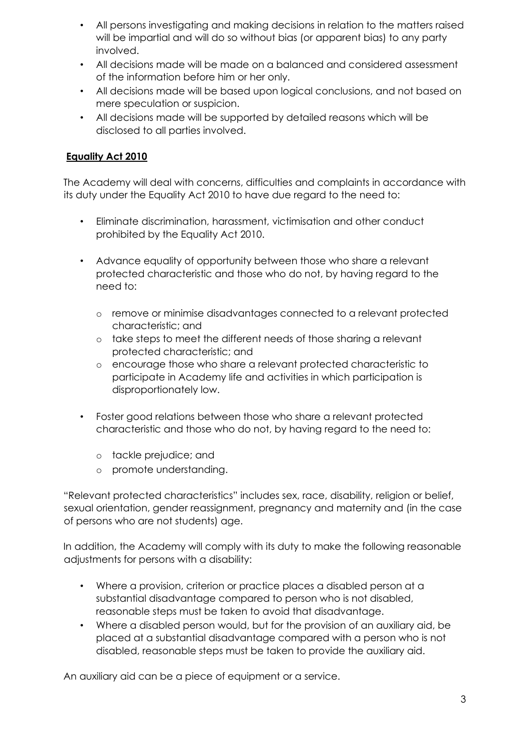- All persons investigating and making decisions in relation to the matters raised will be impartial and will do so without bias (or apparent bias) to any party involved.
- All decisions made will be made on a balanced and considered assessment of the information before him or her only.
- All decisions made will be based upon logical conclusions, and not based on mere speculation or suspicion.
- All decisions made will be supported by detailed reasons which will be disclosed to all parties involved.

**Equality Act 2010**

The Academy will deal with concerns, difficulties and complaints in accordance with its duty under the Equality Act 2010 to have due regard to the need to:

- Eliminate discrimination, harassment, victimisation and other conduct prohibited by the Equality Act 2010.
- Advance equality of opportunity between those who share a relevant protected characteristic and those who do not, by having regard to the need to:
    - remove or minimise disadvantages connected to a relevant protected characteristic; and
    - take steps to meet the different needs of those sharing a relevant protected characteristic; and
    - encourage those who share a relevant protected characteristic to participate in Academy life and activities in which participation is disproportionately low.
- Foster good relations between those who share a relevant protected characteristic and those who do not, by having regard to the need to:
    - tackle prejudice; and
    - promote understanding.

"Relevant protected characteristics" includes sex, race, disability, religion or belief, sexual orientation, gender reassignment, pregnancy and maternity and (in the case of persons who are not students) age.

In addition, the Academy will comply with its duty to make the following reasonable adjustments for persons with a disability:

- Where a provision, criterion or practice places a disabled person at a substantial disadvantage compared to person who is not disabled, reasonable steps must be taken to avoid that disadvantage.
- Where a disabled person would, but for the provision of an auxiliary aid, be placed at a substantial disadvantage compared with a person who is not disabled, reasonable steps must be taken to provide the auxiliary aid.

An auxiliary aid can be a piece of equipment or a service.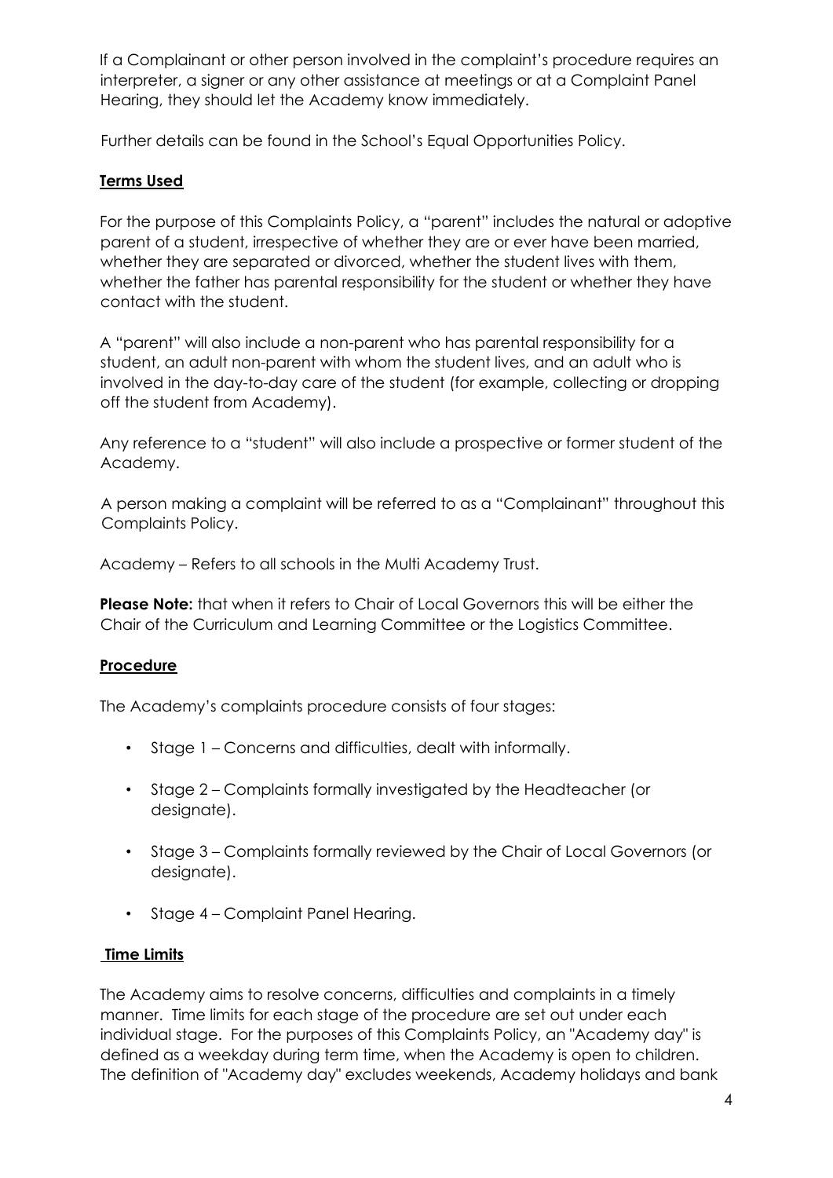If a Complainant or other person involved in the complaint's procedure requires an interpreter, a signer or any other assistance at meetings or at a Complaint Panel Hearing, they should let the Academy know immediately.

Further details can be found in the School's Equal Opportunities Policy.

## Terms Used

For the purpose of this Complaints Policy, a "parent" includes the natural or adoptive parent of a student, irrespective of whether they are or ever have been married, whether they are separated or divorced, whether the student lives with them, whether the father has parental responsibility for the student or whether they have contact with the student.

A "parent" will also include a non-parent who has parental responsibility for a student, an adult non-parent with whom the student lives, and an adult who is involved in the day-to-day care of the student (for example, collecting or dropping off the student from Academy).

Any reference to a "student" will also include a prospective or former student of the Academy.

A person making a complaint will be referred to as a "Complainant" throughout this Complaints Policy.

Academy – Refers to all schools in the Multi Academy Trust.

**Please Note:** that when it refers to Chair of Local Governors this will be either the Chair of the Curriculum and Learning Committee or the Logistics Committee.

## Procedure

The Academy's complaints procedure consists of four stages:

- Stage 1 – Concerns and difficulties, dealt with informally.
- Stage 2 – Complaints formally investigated by the Headteacher (or designate).
- Stage 3 – Complaints formally reviewed by the Chair of Local Governors (or designate).
- Stage 4 – Complaint Panel Hearing.

## Time Limits

The Academy aims to resolve concerns, difficulties and complaints in a timely manner. Time limits for each stage of the procedure are set out under each individual stage. For the purposes of this Complaints Policy, an "Academy day" is defined as a weekday during term time, when the Academy is open to children. The definition of "Academy day" excludes weekends, Academy holidays and bank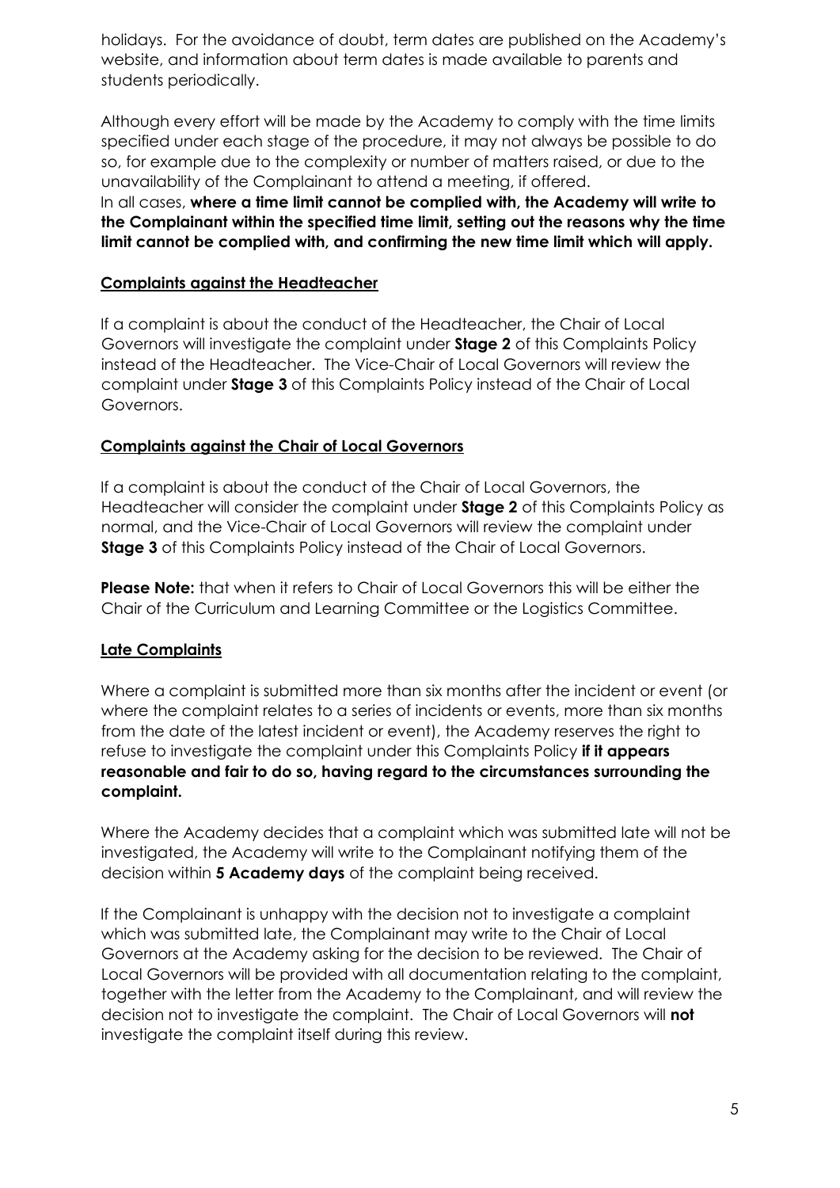holidays. For the avoidance of doubt, term dates are published on the Academy's website, and information about term dates is made available to parents and students periodically.

Although every effort will be made by the Academy to comply with the time limits specified under each stage of the procedure, it may not always be possible to do so, for example due to the complexity or number of matters raised, or due to the unavailability of the Complainant to attend a meeting, if offered.
In all cases, **where a time limit cannot be complied with, the Academy will write to the Complainant within the specified time limit, setting out the reasons why the time limit cannot be complied with, and confirming the new time limit which will apply.**

## Complaints against the Headteacher

If a complaint is about the conduct of the Headteacher, the Chair of Local Governors will investigate the complaint under **Stage 2** of this Complaints Policy instead of the Headteacher. The Vice-Chair of Local Governors will review the complaint under **Stage 3** of this Complaints Policy instead of the Chair of Local Governors.

## Complaints against the Chair of Local Governors

If a complaint is about the conduct of the Chair of Local Governors, the Headteacher will consider the complaint under **Stage 2** of this Complaints Policy as normal, and the Vice-Chair of Local Governors will review the complaint under **Stage 3** of this Complaints Policy instead of the Chair of Local Governors.

**Please Note:** that when it refers to Chair of Local Governors this will be either the Chair of the Curriculum and Learning Committee or the Logistics Committee.

## Late Complaints

Where a complaint is submitted more than six months after the incident or event (or where the complaint relates to a series of incidents or events, more than six months from the date of the latest incident or event), the Academy reserves the right to refuse to investigate the complaint under this Complaints Policy **if it appears reasonable and fair to do so, having regard to the circumstances surrounding the complaint.**

Where the Academy decides that a complaint which was submitted late will not be investigated, the Academy will write to the Complainant notifying them of the decision within **5 Academy days** of the complaint being received.

If the Complainant is unhappy with the decision not to investigate a complaint which was submitted late, the Complainant may write to the Chair of Local Governors at the Academy asking for the decision to be reviewed. The Chair of Local Governors will be provided with all documentation relating to the complaint, together with the letter from the Academy to the Complainant, and will review the decision not to investigate the complaint. The Chair of Local Governors will **not** investigate the complaint itself during this review.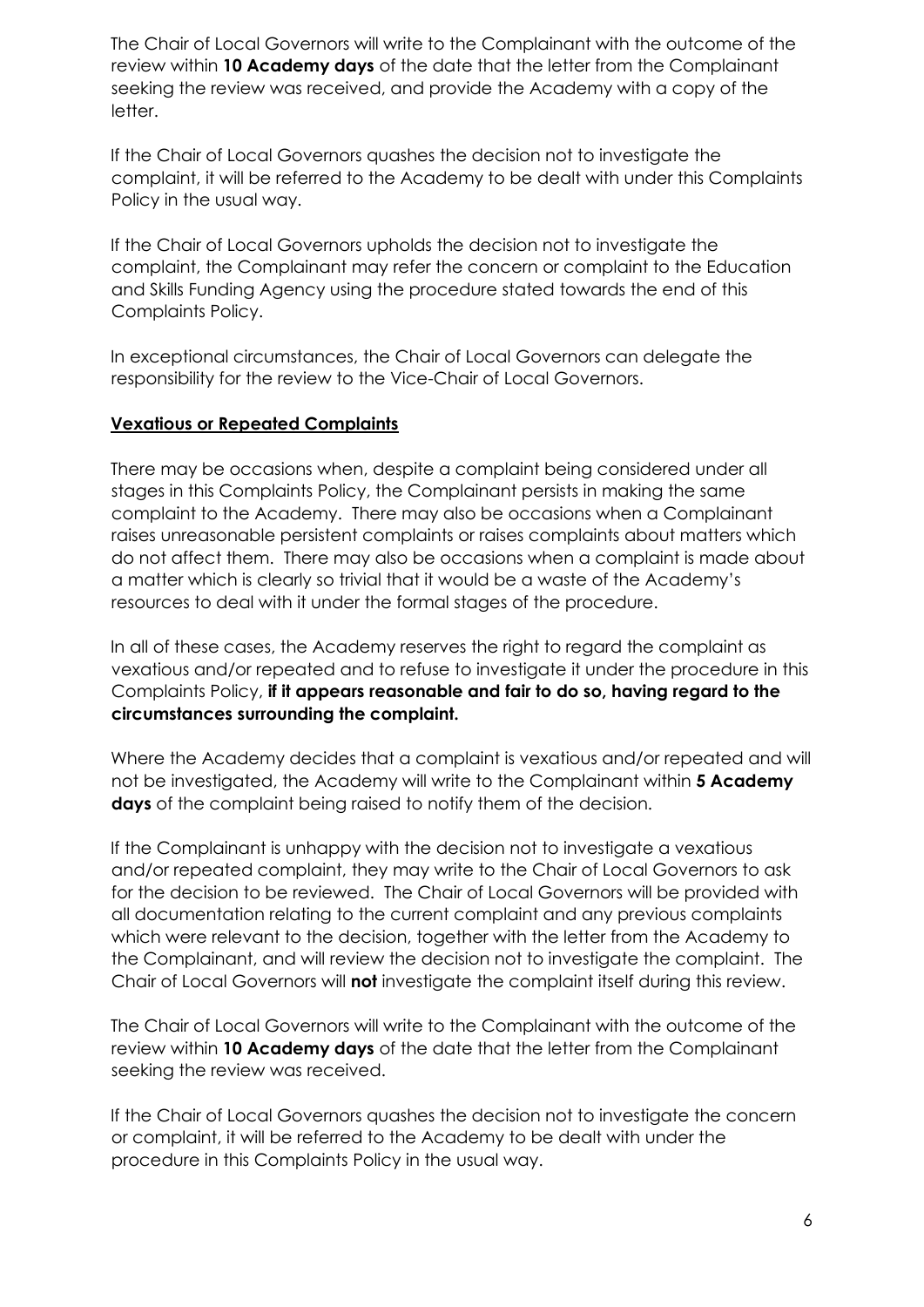The Chair of Local Governors will write to the Complainant with the outcome of the review within **10 Academy days** of the date that the letter from the Complainant seeking the review was received, and provide the Academy with a copy of the letter.

If the Chair of Local Governors quashes the decision not to investigate the complaint, it will be referred to the Academy to be dealt with under this Complaints Policy in the usual way.

If the Chair of Local Governors upholds the decision not to investigate the complaint, the Complainant may refer the concern or complaint to the Education and Skills Funding Agency using the procedure stated towards the end of this Complaints Policy.

In exceptional circumstances, the Chair of Local Governors can delegate the responsibility for the review to the Vice-Chair of Local Governors.

**Vexatious or Repeated Complaints**

There may be occasions when, despite a complaint being considered under all stages in this Complaints Policy, the Complainant persists in making the same complaint to the Academy. There may also be occasions when a Complainant raises unreasonable persistent complaints or raises complaints about matters which do not affect them. There may also be occasions when a complaint is made about a matter which is clearly so trivial that it would be a waste of the Academy's resources to deal with it under the formal stages of the procedure.

In all of these cases, the Academy reserves the right to regard the complaint as vexatious and/or repeated and to refuse to investigate it under the procedure in this Complaints Policy, **if it appears reasonable and fair to do so, having regard to the circumstances surrounding the complaint.**

Where the Academy decides that a complaint is vexatious and/or repeated and will not be investigated, the Academy will write to the Complainant within **5 Academy days** of the complaint being raised to notify them of the decision.

If the Complainant is unhappy with the decision not to investigate a vexatious and/or repeated complaint, they may write to the Chair of Local Governors to ask for the decision to be reviewed. The Chair of Local Governors will be provided with all documentation relating to the current complaint and any previous complaints which were relevant to the decision, together with the letter from the Academy to the Complainant, and will review the decision not to investigate the complaint. The Chair of Local Governors will **not** investigate the complaint itself during this review.

The Chair of Local Governors will write to the Complainant with the outcome of the review within **10 Academy days** of the date that the letter from the Complainant seeking the review was received.

If the Chair of Local Governors quashes the decision not to investigate the concern or complaint, it will be referred to the Academy to be dealt with under the procedure in this Complaints Policy in the usual way.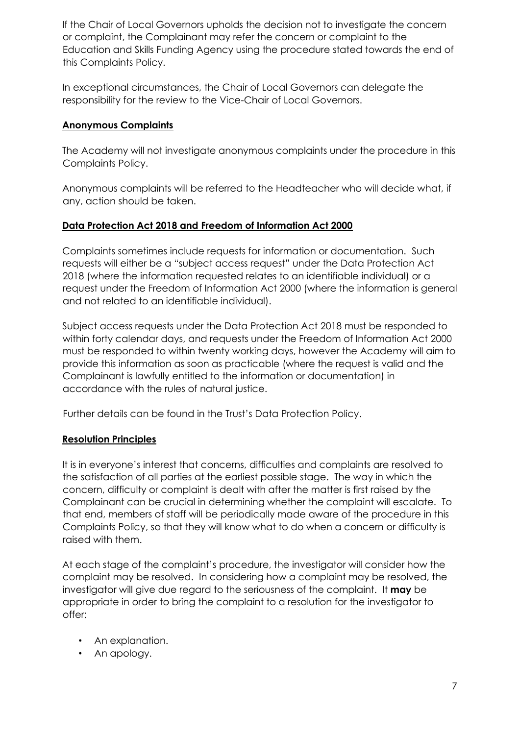If the Chair of Local Governors upholds the decision not to investigate the concern or complaint, the Complainant may refer the concern or complaint to the Education and Skills Funding Agency using the procedure stated towards the end of this Complaints Policy.

In exceptional circumstances, the Chair of Local Governors can delegate the responsibility for the review to the Vice-Chair of Local Governors.

## Anonymous Complaints

The Academy will not investigate anonymous complaints under the procedure in this Complaints Policy.

Anonymous complaints will be referred to the Headteacher who will decide what, if any, action should be taken.

## Data Protection Act 2018 and Freedom of Information Act 2000

Complaints sometimes include requests for information or documentation. Such requests will either be a "subject access request" under the Data Protection Act 2018 (where the information requested relates to an identifiable individual) or a request under the Freedom of Information Act 2000 (where the information is general and not related to an identifiable individual).

Subject access requests under the Data Protection Act 2018 must be responded to within forty calendar days, and requests under the Freedom of Information Act 2000 must be responded to within twenty working days, however the Academy will aim to provide this information as soon as practicable (where the request is valid and the Complainant is lawfully entitled to the information or documentation) in accordance with the rules of natural justice.

Further details can be found in the Trust's Data Protection Policy.

## Resolution Principles

It is in everyone's interest that concerns, difficulties and complaints are resolved to the satisfaction of all parties at the earliest possible stage. The way in which the concern, difficulty or complaint is dealt with after the matter is first raised by the Complainant can be crucial in determining whether the complaint will escalate. To that end, members of staff will be periodically made aware of the procedure in this Complaints Policy, so that they will know what to do when a concern or difficulty is raised with them.

At each stage of the complaint's procedure, the investigator will consider how the complaint may be resolved. In considering how a complaint may be resolved, the investigator will give due regard to the seriousness of the complaint. It **may** be appropriate in order to bring the complaint to a resolution for the investigator to offer:

- An explanation.
- An apology.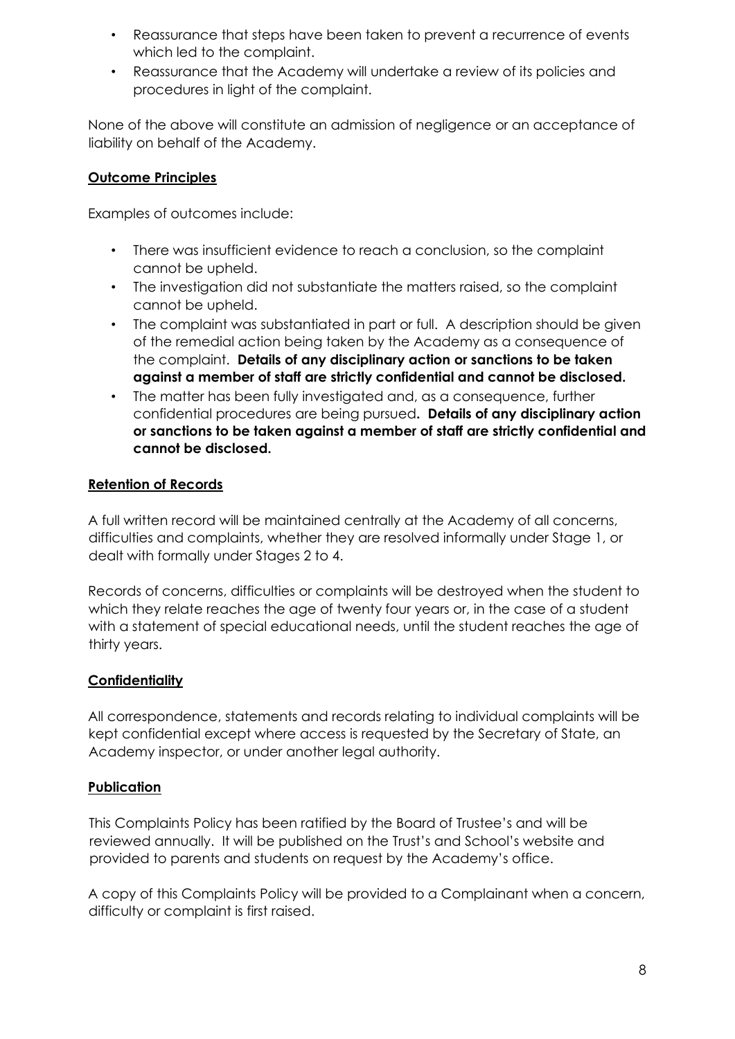- Reassurance that steps have been taken to prevent a recurrence of events which led to the complaint.
- Reassurance that the Academy will undertake a review of its policies and procedures in light of the complaint.

None of the above will constitute an admission of negligence or an acceptance of liability on behalf of the Academy.

**Outcome Principles**

Examples of outcomes include:

- There was insufficient evidence to reach a conclusion, so the complaint cannot be upheld.
- The investigation did not substantiate the matters raised, so the complaint cannot be upheld.
- The complaint was substantiated in part or full. A description should be given of the remedial action being taken by the Academy as a consequence of the complaint. **Details of any disciplinary action or sanctions to be taken against a member of staff are strictly confidential and cannot be disclosed.**
- The matter has been fully investigated and, as a consequence, further confidential procedures are being pursued**. Details of any disciplinary action or sanctions to be taken against a member of staff are strictly confidential and cannot be disclosed.**

**Retention of Records**

A full written record will be maintained centrally at the Academy of all concerns, difficulties and complaints, whether they are resolved informally under Stage 1, or dealt with formally under Stages 2 to 4.

Records of concerns, difficulties or complaints will be destroyed when the student to which they relate reaches the age of twenty four years or, in the case of a student with a statement of special educational needs, until the student reaches the age of thirty years.

**Confidentiality**

All correspondence, statements and records relating to individual complaints will be kept confidential except where access is requested by the Secretary of State, an Academy inspector, or under another legal authority.

**Publication**

This Complaints Policy has been ratified by the Board of Trustee's and will be reviewed annually. It will be published on the Trust's and School's website and provided to parents and students on request by the Academy's office.

A copy of this Complaints Policy will be provided to a Complainant when a concern, difficulty or complaint is first raised.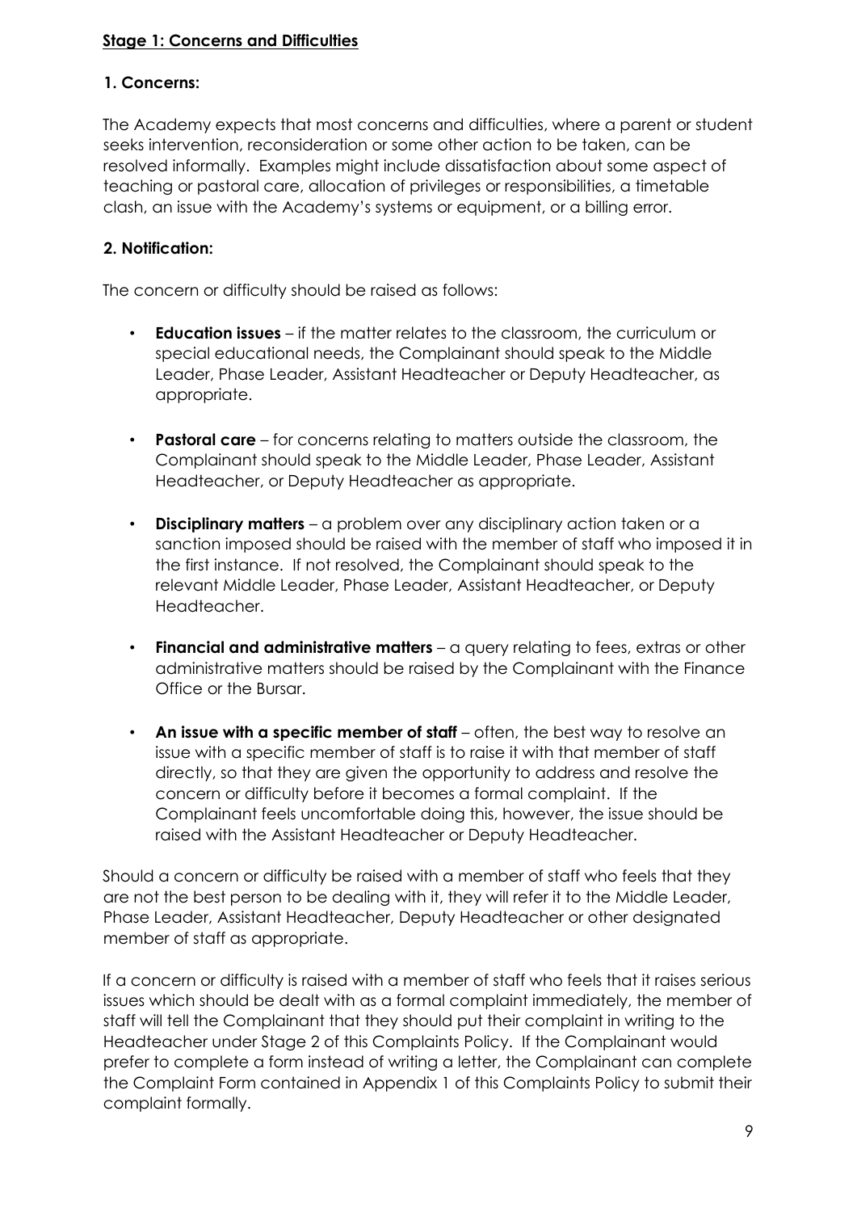## **Stage 1: Concerns and Difficulties**

### 1. Concerns:

The Academy expects that most concerns and difficulties, where a parent or student seeks intervention, reconsideration or some other action to be taken, can be resolved informally. Examples might include dissatisfaction about some aspect of teaching or pastoral care, allocation of privileges or responsibilities, a timetable clash, an issue with the Academy's systems or equipment, or a billing error.

### 2. Notification:

The concern or difficulty should be raised as follows:

- **Education issues** – if the matter relates to the classroom, the curriculum or special educational needs, the Complainant should speak to the Middle Leader, Phase Leader, Assistant Headteacher or Deputy Headteacher, as appropriate.
- **Pastoral care** – for concerns relating to matters outside the classroom, the Complainant should speak to the Middle Leader, Phase Leader, Assistant Headteacher, or Deputy Headteacher as appropriate.
- **Disciplinary matters** – a problem over any disciplinary action taken or a sanction imposed should be raised with the member of staff who imposed it in the first instance. If not resolved, the Complainant should speak to the relevant Middle Leader, Phase Leader, Assistant Headteacher, or Deputy Headteacher.
- **Financial and administrative matters** – a query relating to fees, extras or other administrative matters should be raised by the Complainant with the Finance Office or the Bursar.
- **An issue with a specific member of staff** – often, the best way to resolve an issue with a specific member of staff is to raise it with that member of staff directly, so that they are given the opportunity to address and resolve the concern or difficulty before it becomes a formal complaint. If the Complainant feels uncomfortable doing this, however, the issue should be raised with the Assistant Headteacher or Deputy Headteacher.

Should a concern or difficulty be raised with a member of staff who feels that they are not the best person to be dealing with it, they will refer it to the Middle Leader, Phase Leader, Assistant Headteacher, Deputy Headteacher or other designated member of staff as appropriate.

If a concern or difficulty is raised with a member of staff who feels that it raises serious issues which should be dealt with as a formal complaint immediately, the member of staff will tell the Complainant that they should put their complaint in writing to the Headteacher under Stage 2 of this Complaints Policy. If the Complainant would prefer to complete a form instead of writing a letter, the Complainant can complete the Complaint Form contained in Appendix 1 of this Complaints Policy to submit their complaint formally.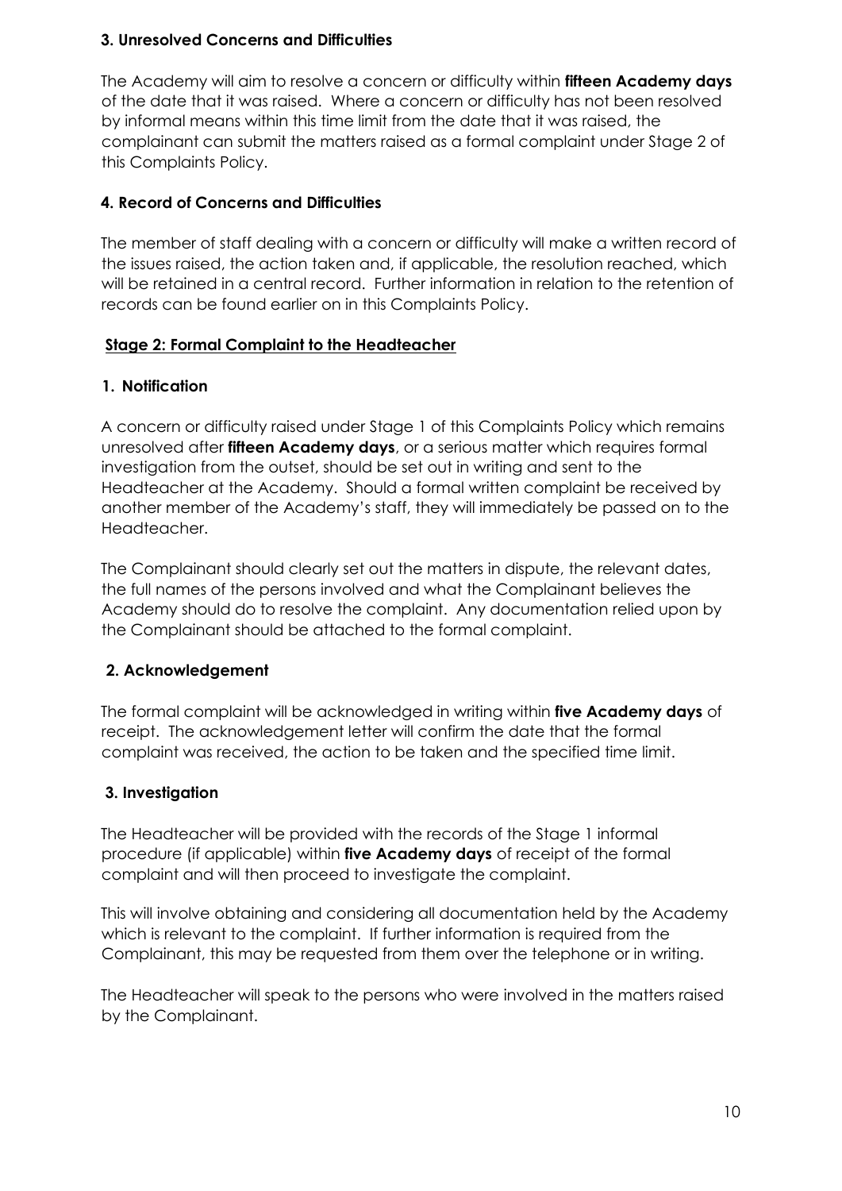**3. Unresolved Concerns and Difficulties**

The Academy will aim to resolve a concern or difficulty within **fifteen Academy days** of the date that it was raised. Where a concern or difficulty has not been resolved by informal means within this time limit from the date that it was raised, the complainant can submit the matters raised as a formal complaint under Stage 2 of this Complaints Policy.

**4. Record of Concerns and Difficulties**

The member of staff dealing with a concern or difficulty will make a written record of the issues raised, the action taken and, if applicable, the resolution reached, which will be retained in a central record. Further information in relation to the retention of records can be found earlier on in this Complaints Policy.

## **Stage 2: Formal Complaint to the Headteacher**

**1. Notification**

A concern or difficulty raised under Stage 1 of this Complaints Policy which remains unresolved after **fifteen Academy days**, or a serious matter which requires formal investigation from the outset, should be set out in writing and sent to the Headteacher at the Academy. Should a formal written complaint be received by another member of the Academy's staff, they will immediately be passed on to the Headteacher.

The Complainant should clearly set out the matters in dispute, the relevant dates, the full names of the persons involved and what the Complainant believes the Academy should do to resolve the complaint. Any documentation relied upon by the Complainant should be attached to the formal complaint.

**2. Acknowledgement**

The formal complaint will be acknowledged in writing within **five Academy days** of receipt. The acknowledgement letter will confirm the date that the formal complaint was received, the action to be taken and the specified time limit.

**3. Investigation**

The Headteacher will be provided with the records of the Stage 1 informal procedure (if applicable) within **five Academy days** of receipt of the formal complaint and will then proceed to investigate the complaint.

This will involve obtaining and considering all documentation held by the Academy which is relevant to the complaint. If further information is required from the Complainant, this may be requested from them over the telephone or in writing.

The Headteacher will speak to the persons who were involved in the matters raised by the Complainant.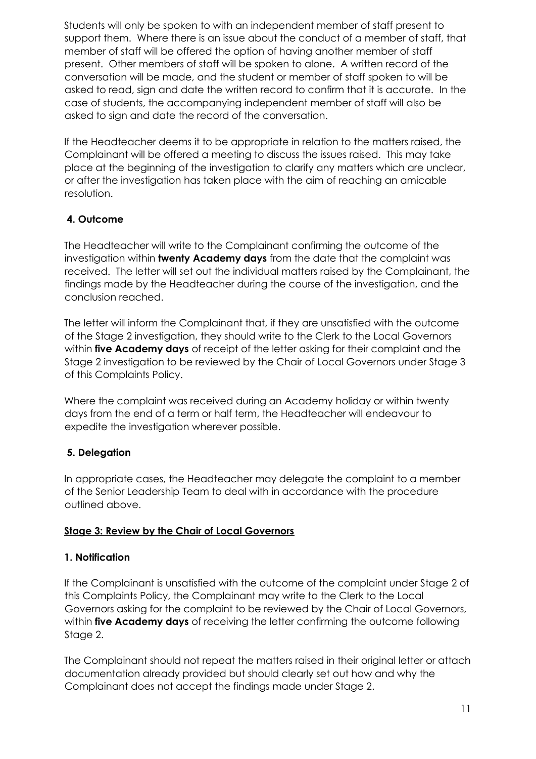Students will only be spoken to with an independent member of staff present to support them. Where there is an issue about the conduct of a member of staff, that member of staff will be offered the option of having another member of staff present. Other members of staff will be spoken to alone. A written record of the conversation will be made, and the student or member of staff spoken to will be asked to read, sign and date the written record to confirm that it is accurate. In the case of students, the accompanying independent member of staff will also be asked to sign and date the record of the conversation.

If the Headteacher deems it to be appropriate in relation to the matters raised, the Complainant will be offered a meeting to discuss the issues raised. This may take place at the beginning of the investigation to clarify any matters which are unclear, or after the investigation has taken place with the aim of reaching an amicable resolution.

### 4. Outcome

The Headteacher will write to the Complainant confirming the outcome of the investigation within **twenty Academy days** from the date that the complaint was received. The letter will set out the individual matters raised by the Complainant, the findings made by the Headteacher during the course of the investigation, and the conclusion reached.

The letter will inform the Complainant that, if they are unsatisfied with the outcome of the Stage 2 investigation, they should write to the Clerk to the Local Governors within **five Academy days** of receipt of the letter asking for their complaint and the Stage 2 investigation to be reviewed by the Chair of Local Governors under Stage 3 of this Complaints Policy.

Where the complaint was received during an Academy holiday or within twenty days from the end of a term or half term, the Headteacher will endeavour to expedite the investigation wherever possible.

### 5. Delegation

In appropriate cases, the Headteacher may delegate the complaint to a member of the Senior Leadership Team to deal with in accordance with the procedure outlined above.

## Stage 3: Review by the Chair of Local Governors

### 1. Notification

If the Complainant is unsatisfied with the outcome of the complaint under Stage 2 of this Complaints Policy, the Complainant may write to the Clerk to the Local Governors asking for the complaint to be reviewed by the Chair of Local Governors, within **five Academy days** of receiving the letter confirming the outcome following Stage 2.

The Complainant should not repeat the matters raised in their original letter or attach documentation already provided but should clearly set out how and why the Complainant does not accept the findings made under Stage 2.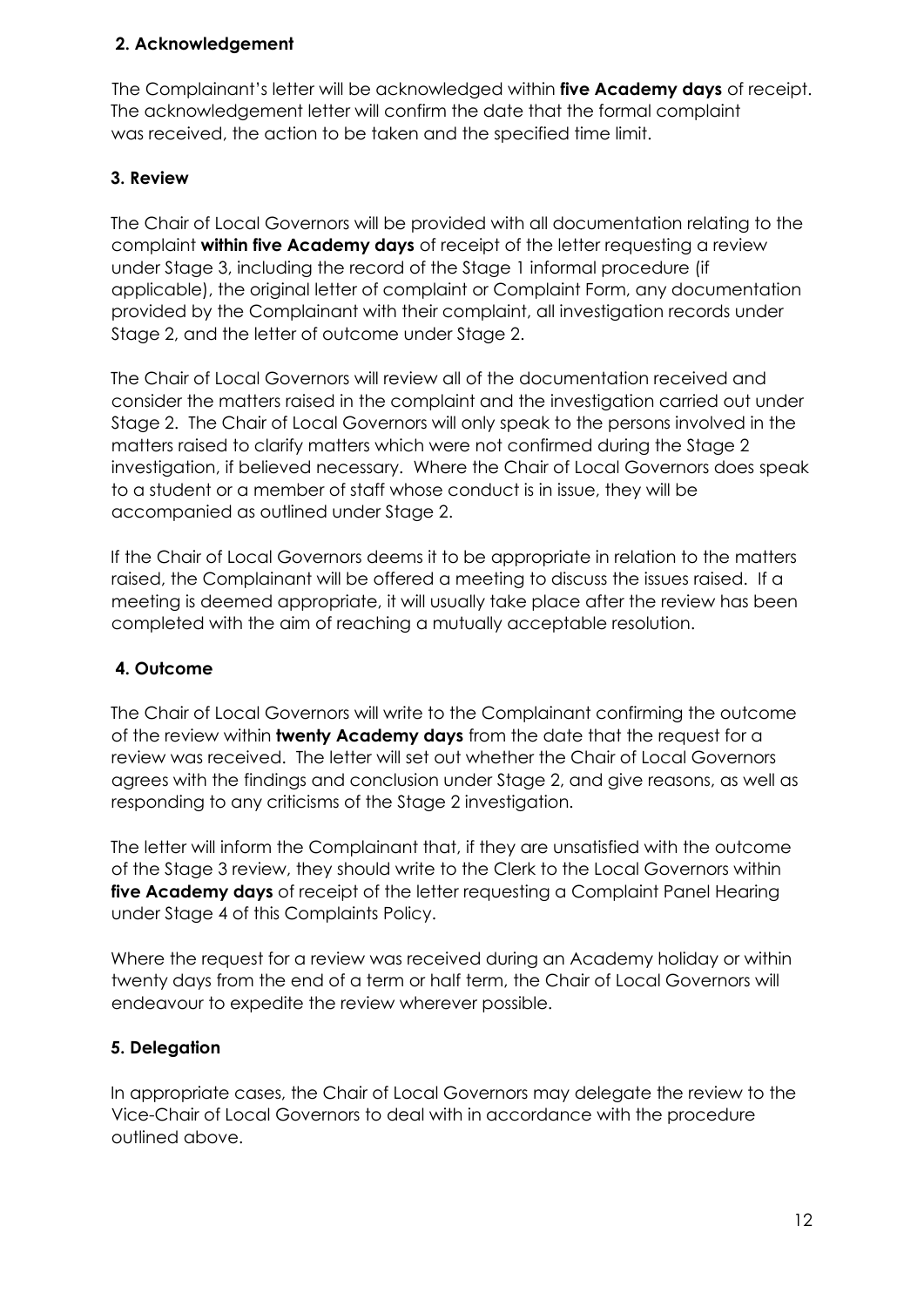**2. Acknowledgement**

The Complainant's letter will be acknowledged within **five Academy days** of receipt. The acknowledgement letter will confirm the date that the formal complaint was received, the action to be taken and the specified time limit.

**3. Review**

The Chair of Local Governors will be provided with all documentation relating to the complaint **within five Academy days** of receipt of the letter requesting a review under Stage 3, including the record of the Stage 1 informal procedure (if applicable), the original letter of complaint or Complaint Form, any documentation provided by the Complainant with their complaint, all investigation records under Stage 2, and the letter of outcome under Stage 2.

The Chair of Local Governors will review all of the documentation received and consider the matters raised in the complaint and the investigation carried out under Stage 2. The Chair of Local Governors will only speak to the persons involved in the matters raised to clarify matters which were not confirmed during the Stage 2 investigation, if believed necessary. Where the Chair of Local Governors does speak to a student or a member of staff whose conduct is in issue, they will be accompanied as outlined under Stage 2.

If the Chair of Local Governors deems it to be appropriate in relation to the matters raised, the Complainant will be offered a meeting to discuss the issues raised. If a meeting is deemed appropriate, it will usually take place after the review has been completed with the aim of reaching a mutually acceptable resolution.

**4. Outcome**

The Chair of Local Governors will write to the Complainant confirming the outcome of the review within **twenty Academy days** from the date that the request for a review was received. The letter will set out whether the Chair of Local Governors agrees with the findings and conclusion under Stage 2, and give reasons, as well as responding to any criticisms of the Stage 2 investigation.

The letter will inform the Complainant that, if they are unsatisfied with the outcome of the Stage 3 review, they should write to the Clerk to the Local Governors within **five Academy days** of receipt of the letter requesting a Complaint Panel Hearing under Stage 4 of this Complaints Policy.

Where the request for a review was received during an Academy holiday or within twenty days from the end of a term or half term, the Chair of Local Governors will endeavour to expedite the review wherever possible.

**5. Delegation**

In appropriate cases, the Chair of Local Governors may delegate the review to the Vice-Chair of Local Governors to deal with in accordance with the procedure outlined above.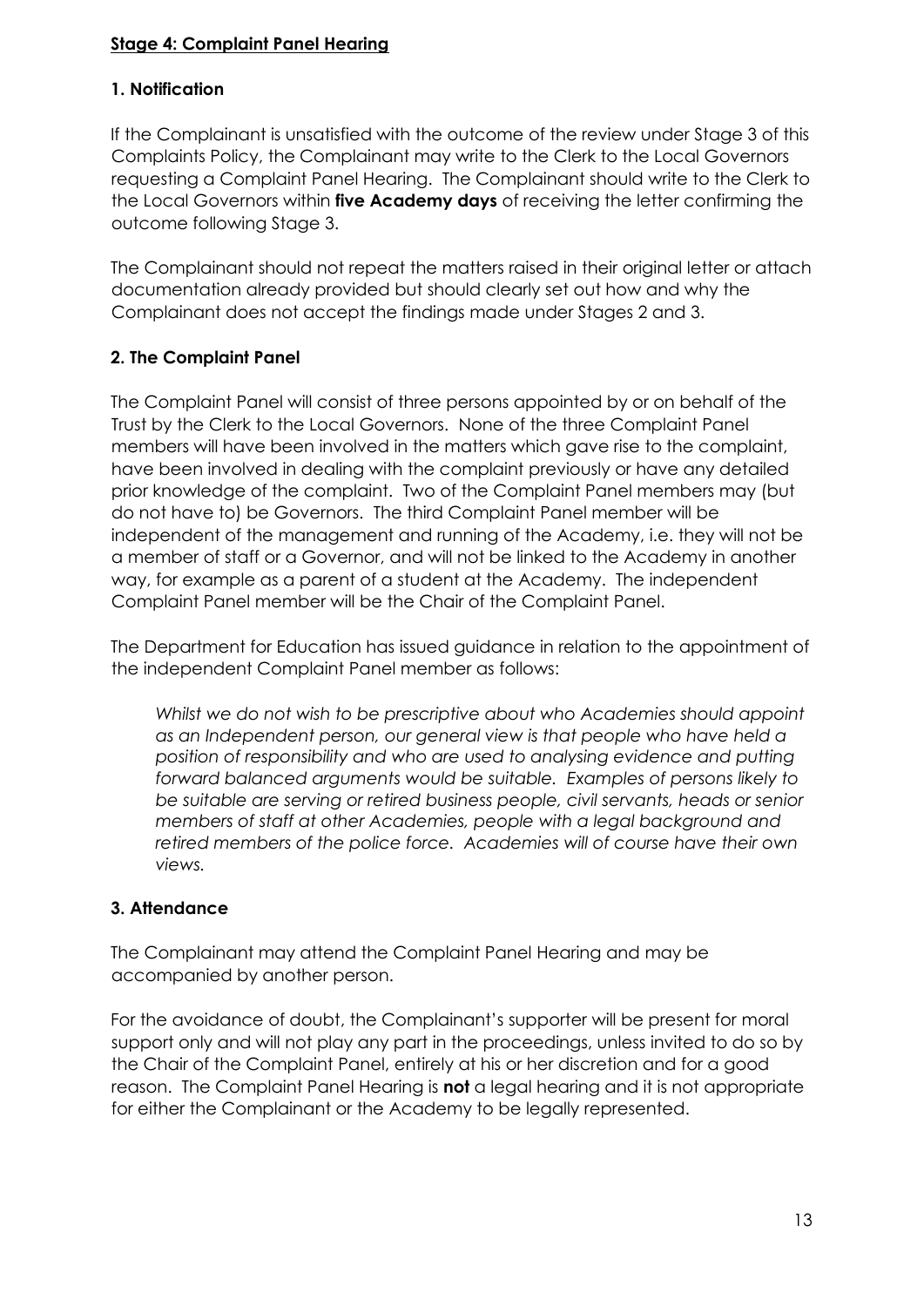## Stage 4: Complaint Panel Hearing

### 1. Notification

If the Complainant is unsatisfied with the outcome of the review under Stage 3 of this Complaints Policy, the Complainant may write to the Clerk to the Local Governors requesting a Complaint Panel Hearing. The Complainant should write to the Clerk to the Local Governors within **five Academy days** of receiving the letter confirming the outcome following Stage 3.

The Complainant should not repeat the matters raised in their original letter or attach documentation already provided but should clearly set out how and why the Complainant does not accept the findings made under Stages 2 and 3.

### 2. The Complaint Panel

The Complaint Panel will consist of three persons appointed by or on behalf of the Trust by the Clerk to the Local Governors. None of the three Complaint Panel members will have been involved in the matters which gave rise to the complaint, have been involved in dealing with the complaint previously or have any detailed prior knowledge of the complaint. Two of the Complaint Panel members may (but do not have to) be Governors. The third Complaint Panel member will be independent of the management and running of the Academy, i.e. they will not be a member of staff or a Governor, and will not be linked to the Academy in another way, for example as a parent of a student at the Academy. The independent Complaint Panel member will be the Chair of the Complaint Panel.

The Department for Education has issued guidance in relation to the appointment of the independent Complaint Panel member as follows:

> *Whilst we do not wish to be prescriptive about who Academies should appoint as an Independent person, our general view is that people who have held a position of responsibility and who are used to analysing evidence and putting forward balanced arguments would be suitable. Examples of persons likely to be suitable are serving or retired business people, civil servants, heads or senior members of staff at other Academies, people with a legal background and retired members of the police force. Academies will of course have their own views.*

### 3. Attendance

The Complainant may attend the Complaint Panel Hearing and may be accompanied by another person.

For the avoidance of doubt, the Complainant's supporter will be present for moral support only and will not play any part in the proceedings, unless invited to do so by the Chair of the Complaint Panel, entirely at his or her discretion and for a good reason. The Complaint Panel Hearing is **not** a legal hearing and it is not appropriate for either the Complainant or the Academy to be legally represented.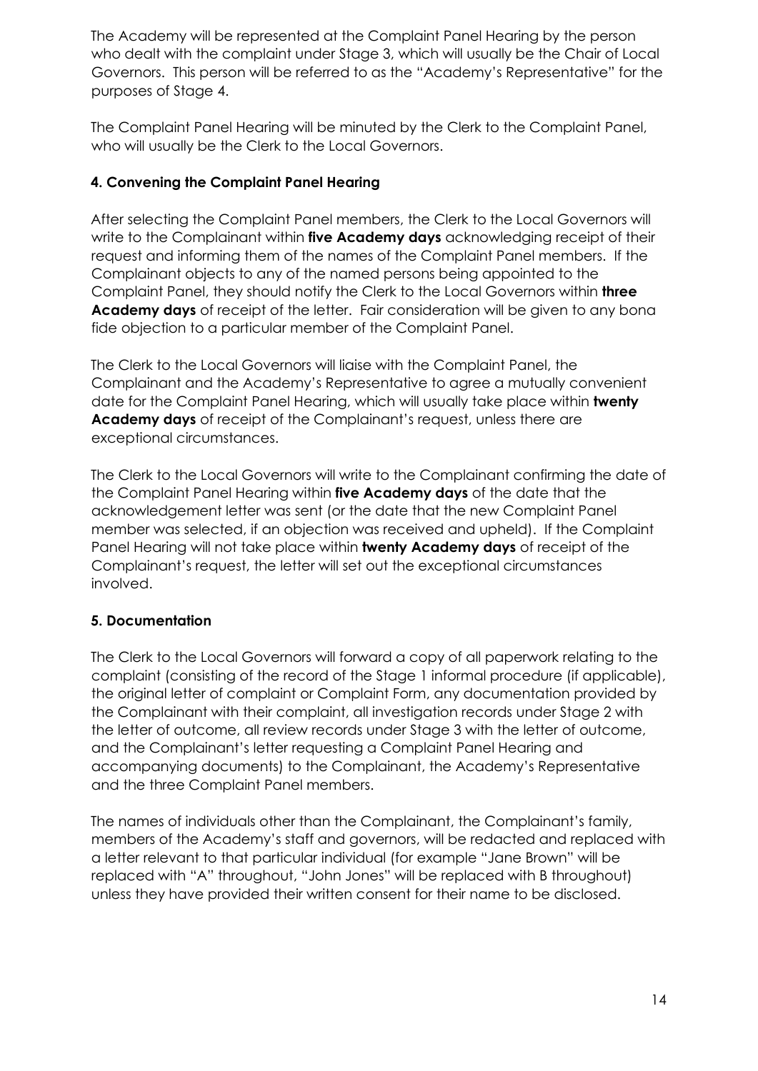The Academy will be represented at the Complaint Panel Hearing by the person who dealt with the complaint under Stage 3, which will usually be the Chair of Local Governors. This person will be referred to as the "Academy's Representative" for the purposes of Stage 4.

The Complaint Panel Hearing will be minuted by the Clerk to the Complaint Panel, who will usually be the Clerk to the Local Governors.

### 4. Convening the Complaint Panel Hearing

After selecting the Complaint Panel members, the Clerk to the Local Governors will write to the Complainant within **five Academy days** acknowledging receipt of their request and informing them of the names of the Complaint Panel members. If the Complainant objects to any of the named persons being appointed to the Complaint Panel, they should notify the Clerk to the Local Governors within **three Academy days** of receipt of the letter. Fair consideration will be given to any bona fide objection to a particular member of the Complaint Panel.

The Clerk to the Local Governors will liaise with the Complaint Panel, the Complainant and the Academy's Representative to agree a mutually convenient date for the Complaint Panel Hearing, which will usually take place within **twenty Academy days** of receipt of the Complainant's request, unless there are exceptional circumstances.

The Clerk to the Local Governors will write to the Complainant confirming the date of the Complaint Panel Hearing within **five Academy days** of the date that the acknowledgement letter was sent (or the date that the new Complaint Panel member was selected, if an objection was received and upheld). If the Complaint Panel Hearing will not take place within **twenty Academy days** of receipt of the Complainant's request, the letter will set out the exceptional circumstances involved.

### 5. Documentation

The Clerk to the Local Governors will forward a copy of all paperwork relating to the complaint (consisting of the record of the Stage 1 informal procedure (if applicable), the original letter of complaint or Complaint Form, any documentation provided by the Complainant with their complaint, all investigation records under Stage 2 with the letter of outcome, all review records under Stage 3 with the letter of outcome, and the Complainant's letter requesting a Complaint Panel Hearing and accompanying documents) to the Complainant, the Academy's Representative and the three Complaint Panel members.

The names of individuals other than the Complainant, the Complainant's family, members of the Academy's staff and governors, will be redacted and replaced with a letter relevant to that particular individual (for example "Jane Brown" will be replaced with "A" throughout, "John Jones" will be replaced with B throughout) unless they have provided their written consent for their name to be disclosed.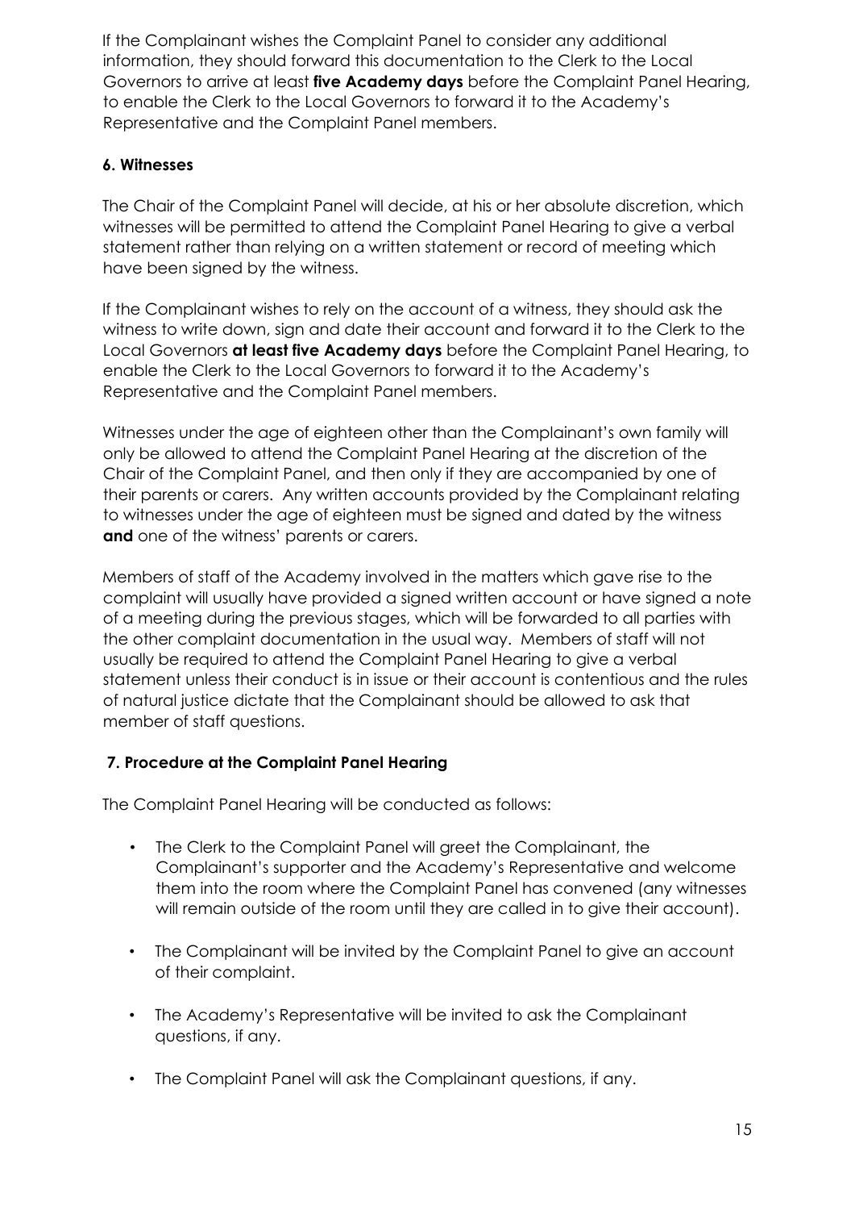If the Complainant wishes the Complaint Panel to consider any additional information, they should forward this documentation to the Clerk to the Local Governors to arrive at least **five Academy days** before the Complaint Panel Hearing, to enable the Clerk to the Local Governors to forward it to the Academy's Representative and the Complaint Panel members.

#### 6. Witnesses

The Chair of the Complaint Panel will decide, at his or her absolute discretion, which witnesses will be permitted to attend the Complaint Panel Hearing to give a verbal statement rather than relying on a written statement or record of meeting which have been signed by the witness.

If the Complainant wishes to rely on the account of a witness, they should ask the witness to write down, sign and date their account and forward it to the Clerk to the Local Governors **at least five Academy days** before the Complaint Panel Hearing, to enable the Clerk to the Local Governors to forward it to the Academy's Representative and the Complaint Panel members.

Witnesses under the age of eighteen other than the Complainant's own family will only be allowed to attend the Complaint Panel Hearing at the discretion of the Chair of the Complaint Panel, and then only if they are accompanied by one of their parents or carers. Any written accounts provided by the Complainant relating to witnesses under the age of eighteen must be signed and dated by the witness **and** one of the witness' parents or carers.

Members of staff of the Academy involved in the matters which gave rise to the complaint will usually have provided a signed written account or have signed a note of a meeting during the previous stages, which will be forwarded to all parties with the other complaint documentation in the usual way. Members of staff will not usually be required to attend the Complaint Panel Hearing to give a verbal statement unless their conduct is in issue or their account is contentious and the rules of natural justice dictate that the Complainant should be allowed to ask that member of staff questions.

#### 7. Procedure at the Complaint Panel Hearing

The Complaint Panel Hearing will be conducted as follows:

- The Clerk to the Complaint Panel will greet the Complainant, the Complainant's supporter and the Academy's Representative and welcome them into the room where the Complaint Panel has convened (any witnesses will remain outside of the room until they are called in to give their account).
- The Complainant will be invited by the Complaint Panel to give an account of their complaint.
- The Academy's Representative will be invited to ask the Complainant questions, if any.
- The Complaint Panel will ask the Complainant questions, if any.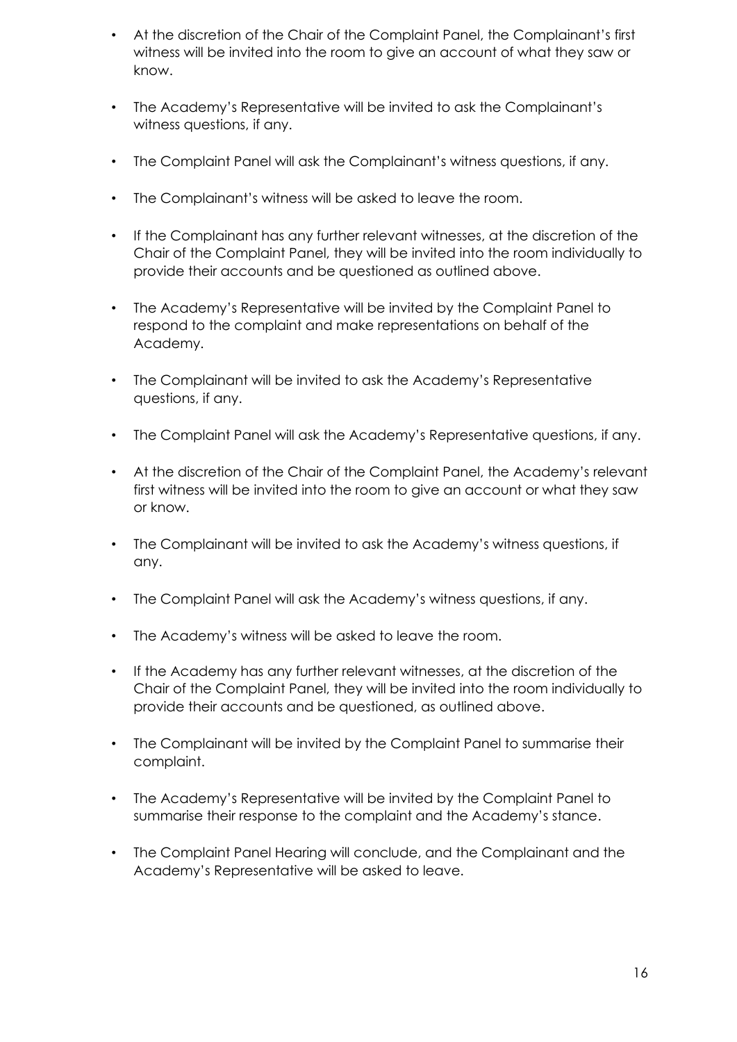- At the discretion of the Chair of the Complaint Panel, the Complainant's first witness will be invited into the room to give an account of what they saw or know.

- The Academy's Representative will be invited to ask the Complainant's witness questions, if any.

- The Complaint Panel will ask the Complainant's witness questions, if any.

- The Complainant's witness will be asked to leave the room.

- If the Complainant has any further relevant witnesses, at the discretion of the Chair of the Complaint Panel, they will be invited into the room individually to provide their accounts and be questioned as outlined above.

- The Academy's Representative will be invited by the Complaint Panel to respond to the complaint and make representations on behalf of the Academy.

- The Complainant will be invited to ask the Academy's Representative questions, if any.

- The Complaint Panel will ask the Academy's Representative questions, if any.

- At the discretion of the Chair of the Complaint Panel, the Academy's relevant first witness will be invited into the room to give an account or what they saw or know.

- The Complainant will be invited to ask the Academy's witness questions, if any.

- The Complaint Panel will ask the Academy's witness questions, if any.

- The Academy's witness will be asked to leave the room.

- If the Academy has any further relevant witnesses, at the discretion of the Chair of the Complaint Panel, they will be invited into the room individually to provide their accounts and be questioned, as outlined above.

- The Complainant will be invited by the Complaint Panel to summarise their complaint.

- The Academy's Representative will be invited by the Complaint Panel to summarise their response to the complaint and the Academy's stance.

- The Complaint Panel Hearing will conclude, and the Complainant and the Academy's Representative will be asked to leave.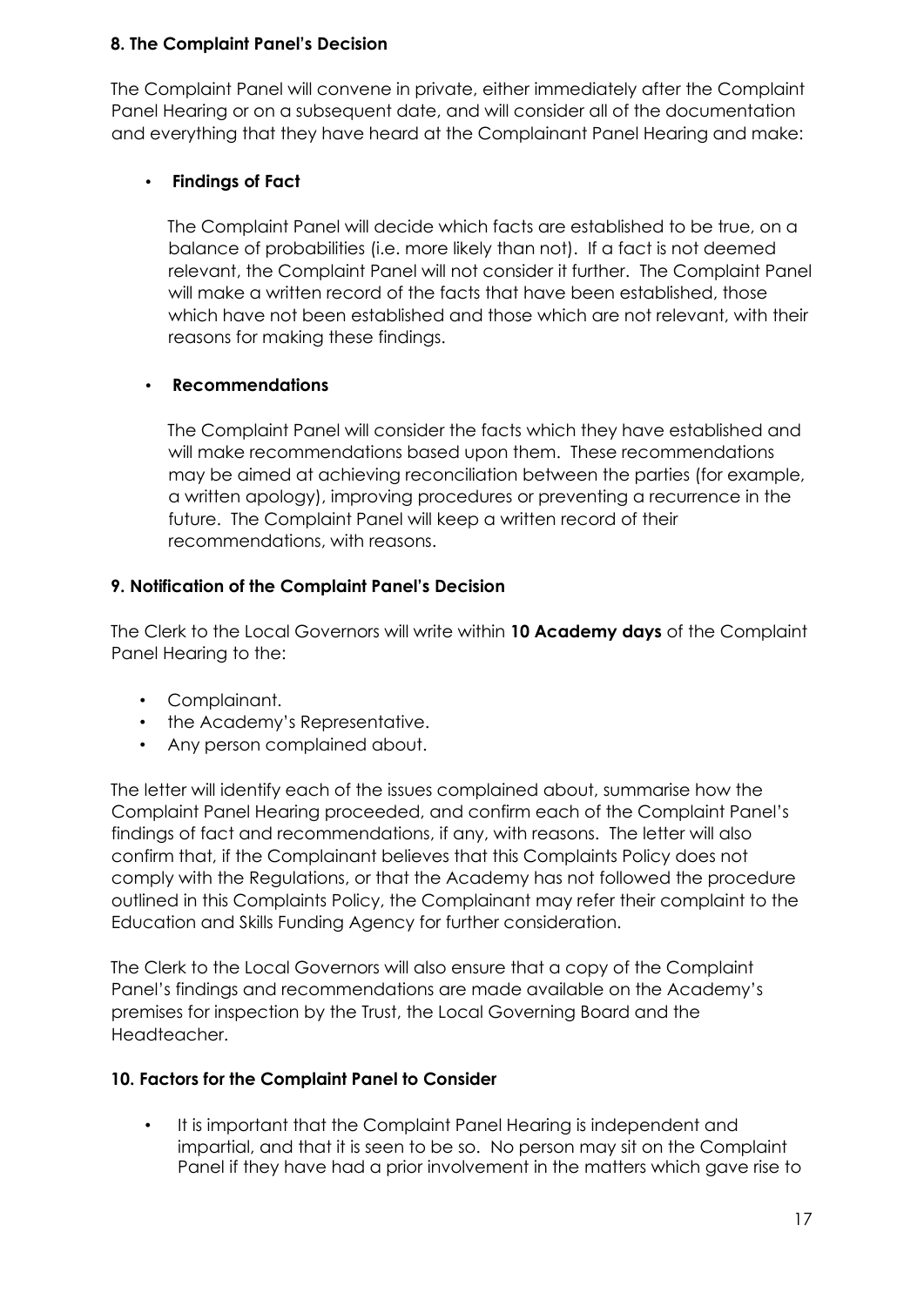**8. The Complaint Panel's Decision**

The Complaint Panel will convene in private, either immediately after the Complaint Panel Hearing or on a subsequent date, and will consider all of the documentation and everything that they have heard at the Complainant Panel Hearing and make:

- **Findings of Fact**

  The Complaint Panel will decide which facts are established to be true, on a balance of probabilities (i.e. more likely than not). If a fact is not deemed relevant, the Complaint Panel will not consider it further. The Complaint Panel will make a written record of the facts that have been established, those which have not been established and those which are not relevant, with their reasons for making these findings.

- **Recommendations**

  The Complaint Panel will consider the facts which they have established and will make recommendations based upon them. These recommendations may be aimed at achieving reconciliation between the parties (for example, a written apology), improving procedures or preventing a recurrence in the future. The Complaint Panel will keep a written record of their recommendations, with reasons.

**9. Notification of the Complaint Panel's Decision**

The Clerk to the Local Governors will write within **10 Academy days** of the Complaint Panel Hearing to the:

- Complainant.
- the Academy's Representative.
- Any person complained about.

The letter will identify each of the issues complained about, summarise how the Complaint Panel Hearing proceeded, and confirm each of the Complaint Panel's findings of fact and recommendations, if any, with reasons. The letter will also confirm that, if the Complainant believes that this Complaints Policy does not comply with the Regulations, or that the Academy has not followed the procedure outlined in this Complaints Policy, the Complainant may refer their complaint to the Education and Skills Funding Agency for further consideration.

The Clerk to the Local Governors will also ensure that a copy of the Complaint Panel's findings and recommendations are made available on the Academy's premises for inspection by the Trust, the Local Governing Board and the Headteacher.

**10. Factors for the Complaint Panel to Consider**

- It is important that the Complaint Panel Hearing is independent and impartial, and that it is seen to be so. No person may sit on the Complaint Panel if they have had a prior involvement in the matters which gave rise to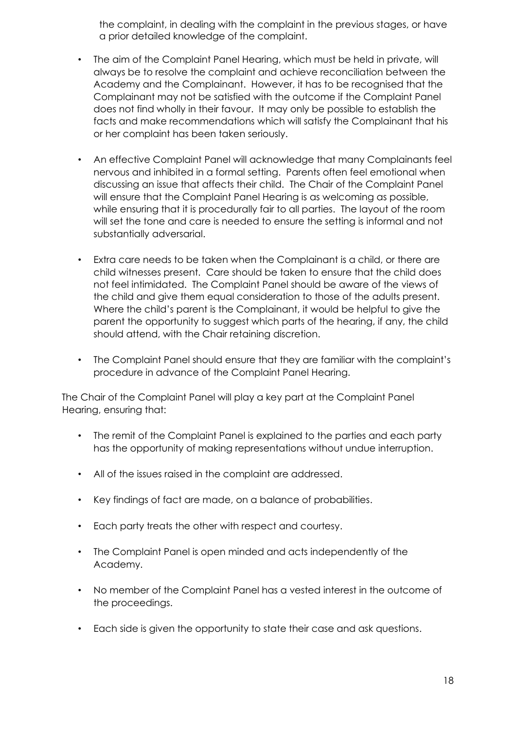the complaint, in dealing with the complaint in the previous stages, or have a prior detailed knowledge of the complaint.

- The aim of the Complaint Panel Hearing, which must be held in private, will always be to resolve the complaint and achieve reconciliation between the Academy and the Complainant. However, it has to be recognised that the Complainant may not be satisfied with the outcome if the Complaint Panel does not find wholly in their favour. It may only be possible to establish the facts and make recommendations which will satisfy the Complainant that his or her complaint has been taken seriously.

- An effective Complaint Panel will acknowledge that many Complainants feel nervous and inhibited in a formal setting. Parents often feel emotional when discussing an issue that affects their child. The Chair of the Complaint Panel will ensure that the Complaint Panel Hearing is as welcoming as possible, while ensuring that it is procedurally fair to all parties. The layout of the room will set the tone and care is needed to ensure the setting is informal and not substantially adversarial.

- Extra care needs to be taken when the Complainant is a child, or there are child witnesses present. Care should be taken to ensure that the child does not feel intimidated. The Complaint Panel should be aware of the views of the child and give them equal consideration to those of the adults present. Where the child's parent is the Complainant, it would be helpful to give the parent the opportunity to suggest which parts of the hearing, if any, the child should attend, with the Chair retaining discretion.

- The Complaint Panel should ensure that they are familiar with the complaint's procedure in advance of the Complaint Panel Hearing.

The Chair of the Complaint Panel will play a key part at the Complaint Panel Hearing, ensuring that:

- The remit of the Complaint Panel is explained to the parties and each party has the opportunity of making representations without undue interruption.

- All of the issues raised in the complaint are addressed.

- Key findings of fact are made, on a balance of probabilities.

- Each party treats the other with respect and courtesy.

- The Complaint Panel is open minded and acts independently of the Academy.

- No member of the Complaint Panel has a vested interest in the outcome of the proceedings.

- Each side is given the opportunity to state their case and ask questions.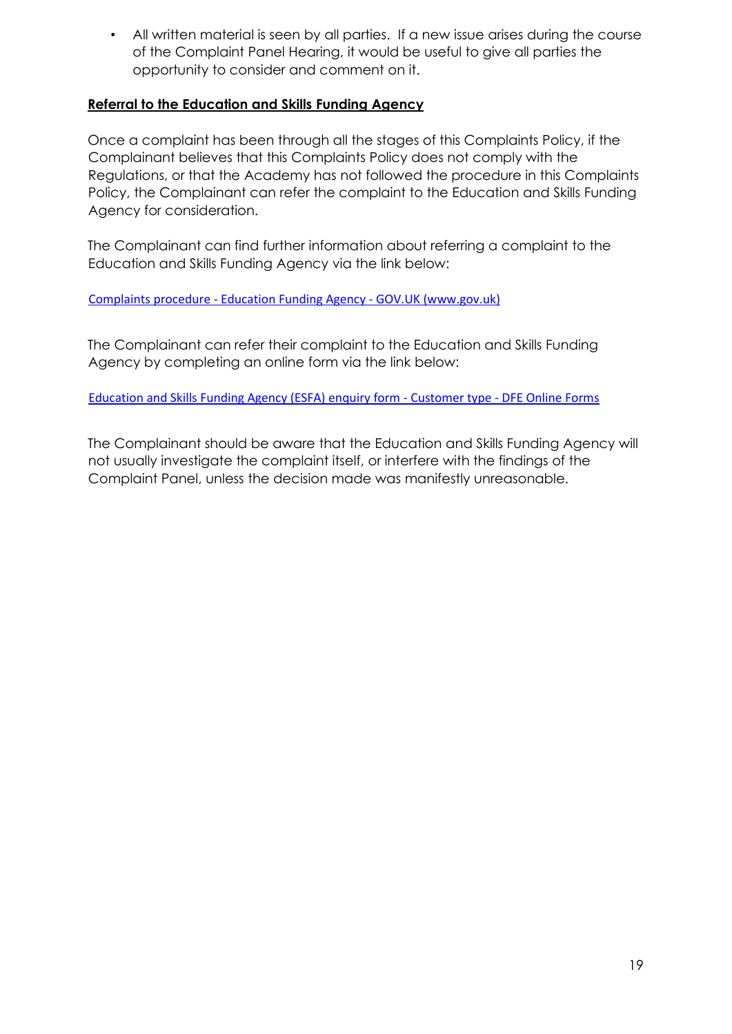- All written material is seen by all parties. If a new issue arises during the course of the Complaint Panel Hearing, it would be useful to give all parties the opportunity to consider and comment on it.

**Referral to the Education and Skills Funding Agency**

Once a complaint has been through all the stages of this Complaints Policy, if the Complainant believes that this Complaints Policy does not comply with the Regulations, or that the Academy has not followed the procedure in this Complaints Policy, the Complainant can refer the complaint to the Education and Skills Funding Agency for consideration.

The Complainant can find further information about referring a complaint to the Education and Skills Funding Agency via the link below:

Complaints procedure - Education Funding Agency - GOV.UK (www.gov.uk)

The Complainant can refer their complaint to the Education and Skills Funding Agency by completing an online form via the link below:

Education and Skills Funding Agency (ESFA) enquiry form - Customer type - DFE Online Forms

The Complainant should be aware that the Education and Skills Funding Agency will not usually investigate the complaint itself, or interfere with the findings of the Complaint Panel, unless the decision made was manifestly unreasonable.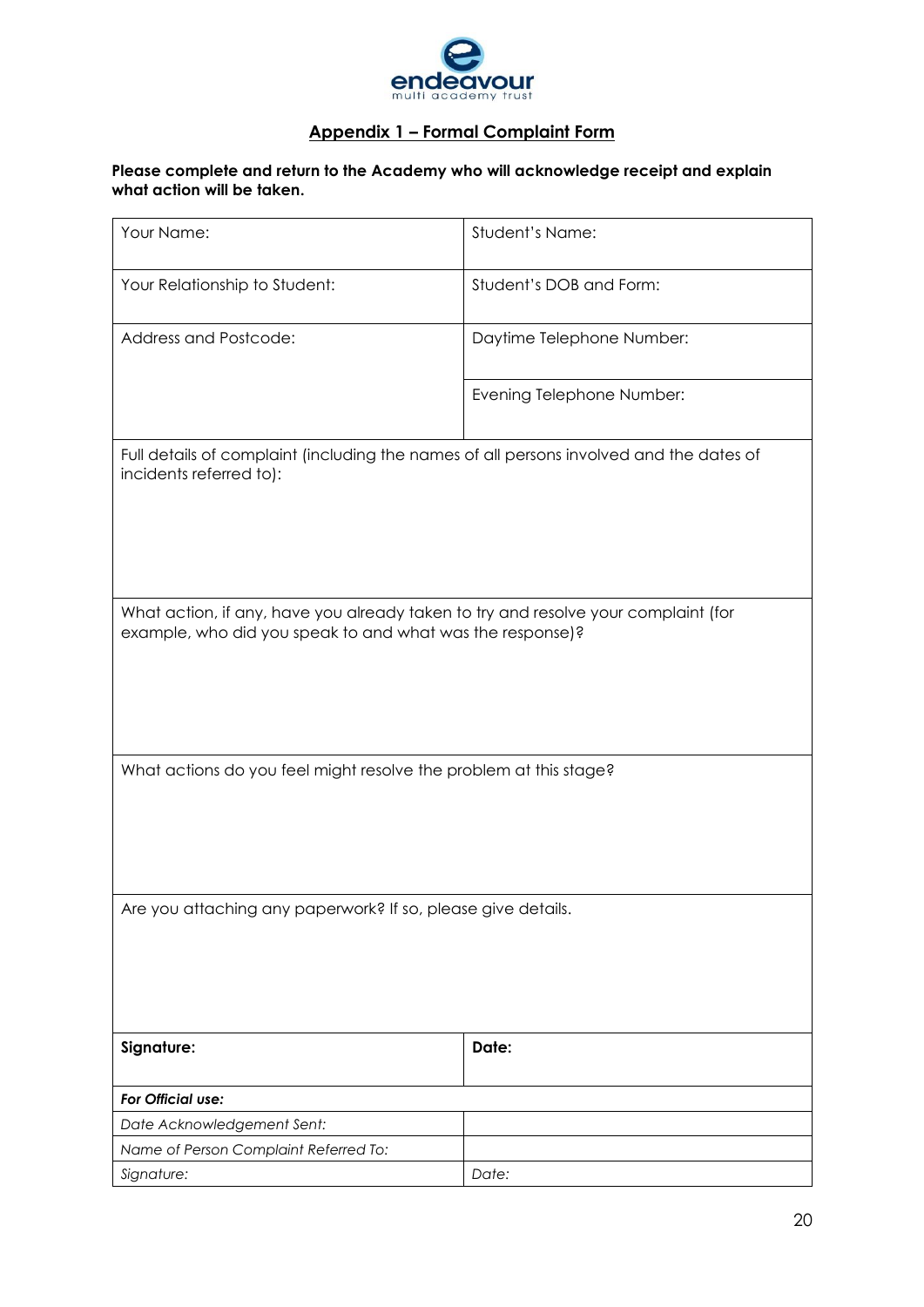endeavour
multi academy trust

## Appendix 1 – Formal Complaint Form

**Please complete and return to the Academy who will acknowledge receipt and explain what action will be taken.**

| | |
|---|---|
| Your Name: | Student's Name: |
| Your Relationship to Student: | Student's DOB and Form: |
| Address and Postcode: | Daytime Telephone Number: |
| | Evening Telephone Number: |
| Full details of complaint (including the names of all persons involved and the dates of incidents referred to): | |
| What action, if any, have you already taken to try and resolve your complaint (for example, who did you speak to and what was the response)? | |
| What actions do you feel might resolve the problem at this stage? | |
| Are you attaching any paperwork? If so, please give details. | |
| **Signature:** | **Date:** |
| ***For Official use:*** | |
| *Date Acknowledgement Sent:* | |
| *Name of Person Complaint Referred To:* | |
| *Signature:* | *Date:* |